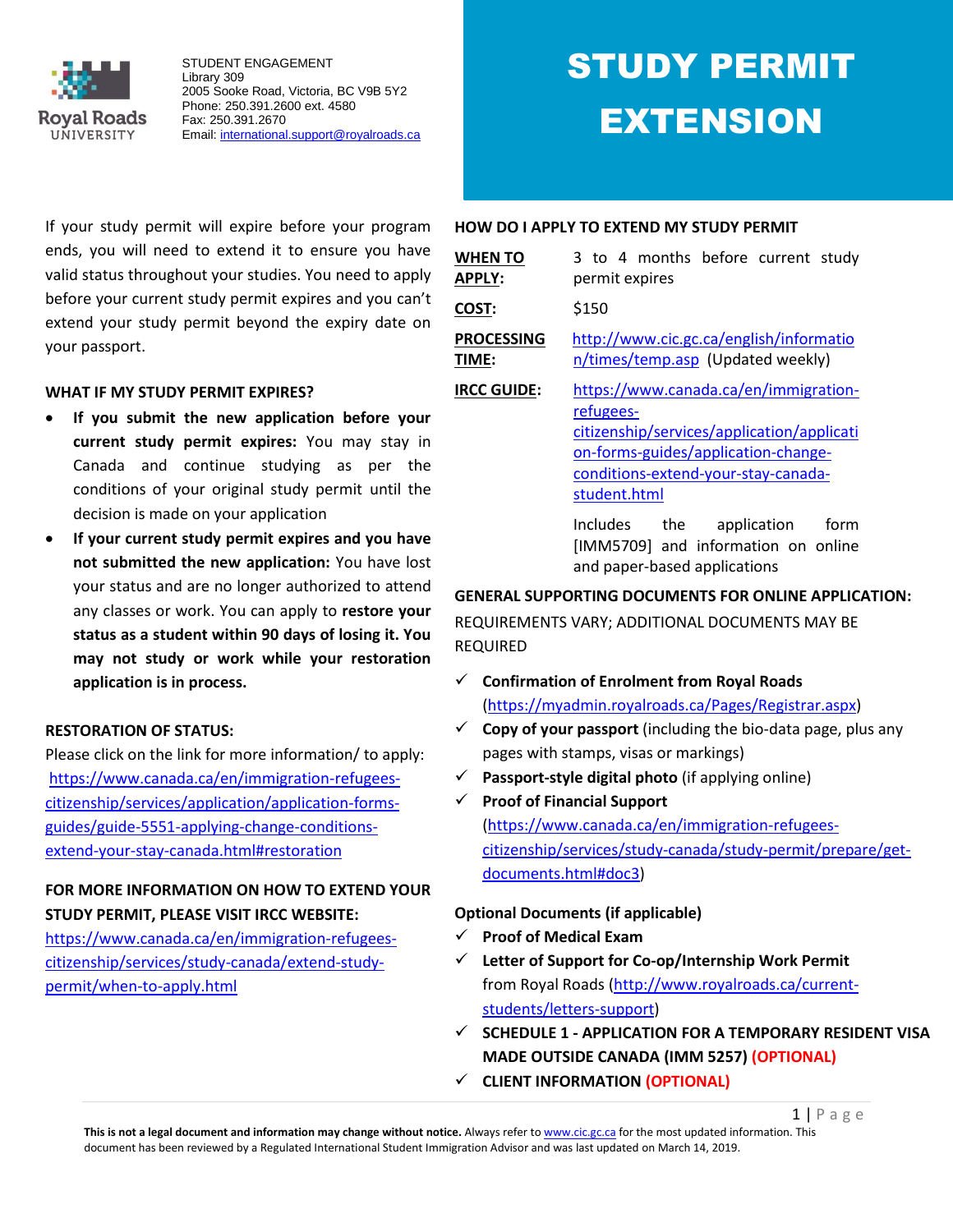STUDENT ENGAGEMENT
Library 309
2005 Sooke Road, Victoria, BC V9B 5Y2
Phone: 250.391.2600 ext. 4580
Fax: 250.391.2670
Email: international.support@royalroads.ca

# STUDY PERMIT EXTENSION

If your study permit will expire before your program ends, you will need to extend it to ensure you have valid status throughout your studies. You need to apply before your current study permit expires and you can't extend your study permit beyond the expiry date on your passport.

### WHAT IF MY STUDY PERMIT EXPIRES?

- **If you submit the new application before your current study permit expires:** You may stay in Canada and continue studying as per the conditions of your original study permit until the decision is made on your application
- **If your current study permit expires and you have not submitted the new application:** You have lost your status and are no longer authorized to attend any classes or work. You can apply to **restore your status as a student within 90 days of losing it. You may not study or work while your restoration application is in process.**

### RESTORATION OF STATUS:

Please click on the link for more information/ to apply:
https://www.canada.ca/en/immigration-refugees-citizenship/services/application/application-forms-guides/guide-5551-applying-change-conditions-extend-your-stay-canada.html#restoration

### FOR MORE INFORMATION ON HOW TO EXTEND YOUR STUDY PERMIT, PLEASE VISIT IRCC WEBSITE:

https://www.canada.ca/en/immigration-refugees-citizenship/services/study-canada/extend-study-permit/when-to-apply.html

### HOW DO I APPLY TO EXTEND MY STUDY PERMIT

| | |
|---|---|
| **WHEN TO APPLY:** | 3 to 4 months before current study permit expires |
| **COST:** | $150 |
| **PROCESSING TIME:** | http://www.cic.gc.ca/english/information/times/temp.asp (Updated weekly) |
| **IRCC GUIDE:** | https://www.canada.ca/en/immigration-refugees-citizenship/services/application/application-forms-guides/application-change-conditions-extend-your-stay-canada-student.html<br><br>Includes the application form [IMM5709] and information on online and paper-based applications |

### GENERAL SUPPORTING DOCUMENTS FOR ONLINE APPLICATION:

REQUIREMENTS VARY; ADDITIONAL DOCUMENTS MAY BE REQUIRED

- ✓ **Confirmation of Enrolment from Royal Roads** (https://myadmin.royalroads.ca/Pages/Registrar.aspx)
- ✓ **Copy of your passport** (including the bio-data page, plus any pages with stamps, visas or markings)
- ✓ **Passport-style digital photo** (if applying online)
- ✓ **Proof of Financial Support** (https://www.canada.ca/en/immigration-refugees-citizenship/services/study-canada/study-permit/prepare/get-documents.html#doc3)

**Optional Documents (if applicable)**

- ✓ **Proof of Medical Exam**
- ✓ **Letter of Support for Co-op/Internship Work Permit** from Royal Roads (http://www.royalroads.ca/current-students/letters-support)
- ✓ **SCHEDULE 1 - APPLICATION FOR A TEMPORARY RESIDENT VISA MADE OUTSIDE CANADA (IMM 5257) (OPTIONAL)**
- ✓ **CLIENT INFORMATION (OPTIONAL)**

**This is not a legal document and information may change without notice.** Always refer to www.cic.gc.ca for the most updated information. This document has been reviewed by a Regulated International Student Immigration Advisor and was last updated on March 14, 2019.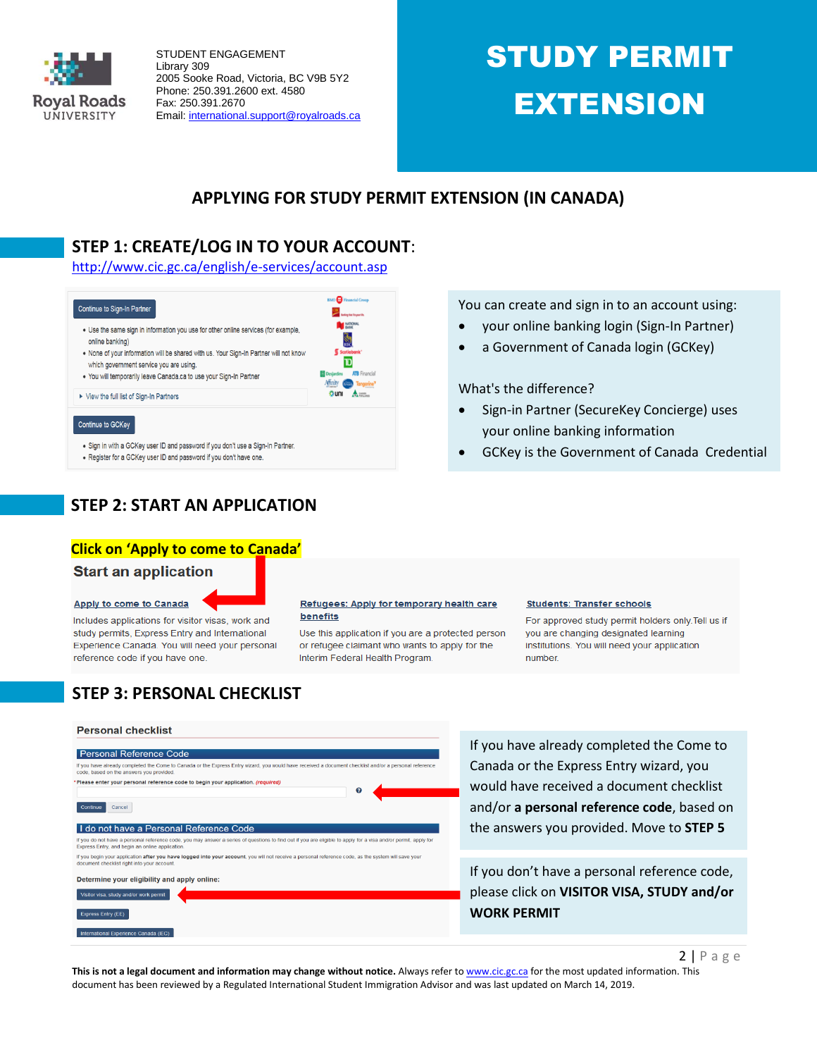STUDENT ENGAGEMENT
Library 309
2005 Sooke Road, Victoria, BC V9B 5Y2
Phone: 250.391.2600 ext. 4580
Fax: 250.391.2670
Email: international.support@royalroads.ca

# STUDY PERMIT EXTENSION

## APPLYING FOR STUDY PERMIT EXTENSION (IN CANADA)

## STEP 1: CREATE/LOG IN TO YOUR ACCOUNT:

http://www.cic.gc.ca/english/e-services/account.asp

Continue to Sign-In Partner

- Use the same sign in information you use for other online services (for example, online banking)
- None of your information will be shared with us. Your Sign-In Partner will not know which government service you are using.
- You will temporarily leave Canada.ca to use your Sign-In Partner

View the full list of Sign-In Partners

Continue to GCKey

- Sign in with a GCKey user ID and password if you don't use a Sign-In Partner.
- Register for a GCKey user ID and password if you don't have one.

You can create and sign in to an account using:

- your online banking login (Sign-In Partner)
- a Government of Canada login (GCKey)

What's the difference?

- Sign-in Partner (SecureKey Concierge) uses your online banking information
- GCKey is the Government of Canada Credential

## STEP 2: START AN APPLICATION

**Click on 'Apply to come to Canada'**

**Start an application**

**Apply to come to Canada**
Includes applications for visitor visas, work and study permits, Express Entry and International Experience Canada. You will need your personal reference code if you have one.

**Refugees: Apply for temporary health care benefits**
Use this application if you are a protected person or refugee claimant who wants to apply for the Interim Federal Health Program.

**Students: Transfer schools**
For approved study permit holders only. Tell us if you are changing designated learning institutions. You will need your application number.

## STEP 3: PERSONAL CHECKLIST

**Personal checklist**

**Personal Reference Code**

If you have already completed the Come to Canada or the Express Entry wizard, you would have received a document checklist and/or a personal reference code, based on the answers you provided.

\* Please enter your personal reference code to begin your application. (required)

Continue | Cancel

**I do not have a Personal Reference Code**

If you do not have a personal reference code, you may answer a series of questions to find out if you are eligible to apply for a visa and/or permit, apply for Express Entry, and begin an online application.

If you begin your application after you have logged into your account, you will not receive a personal reference code, as the system will save your document checklist right into your account.

**Determine your eligibility and apply online:**

Visitor visa, study and/or work permit

Express Entry (EE)

International Experience Canada (IEC)

If you have already completed the Come to Canada or the Express Entry wizard, you would have received a document checklist and/or **a personal reference code**, based on the answers you provided. Move to **STEP 5**

If you don't have a personal reference code, please click on **VISITOR VISA, STUDY and/or WORK PERMIT**

**This is not a legal document and information may change without notice.** Always refer to www.cic.gc.ca for the most updated information. This document has been reviewed by a Regulated International Student Immigration Advisor and was last updated on March 14, 2019.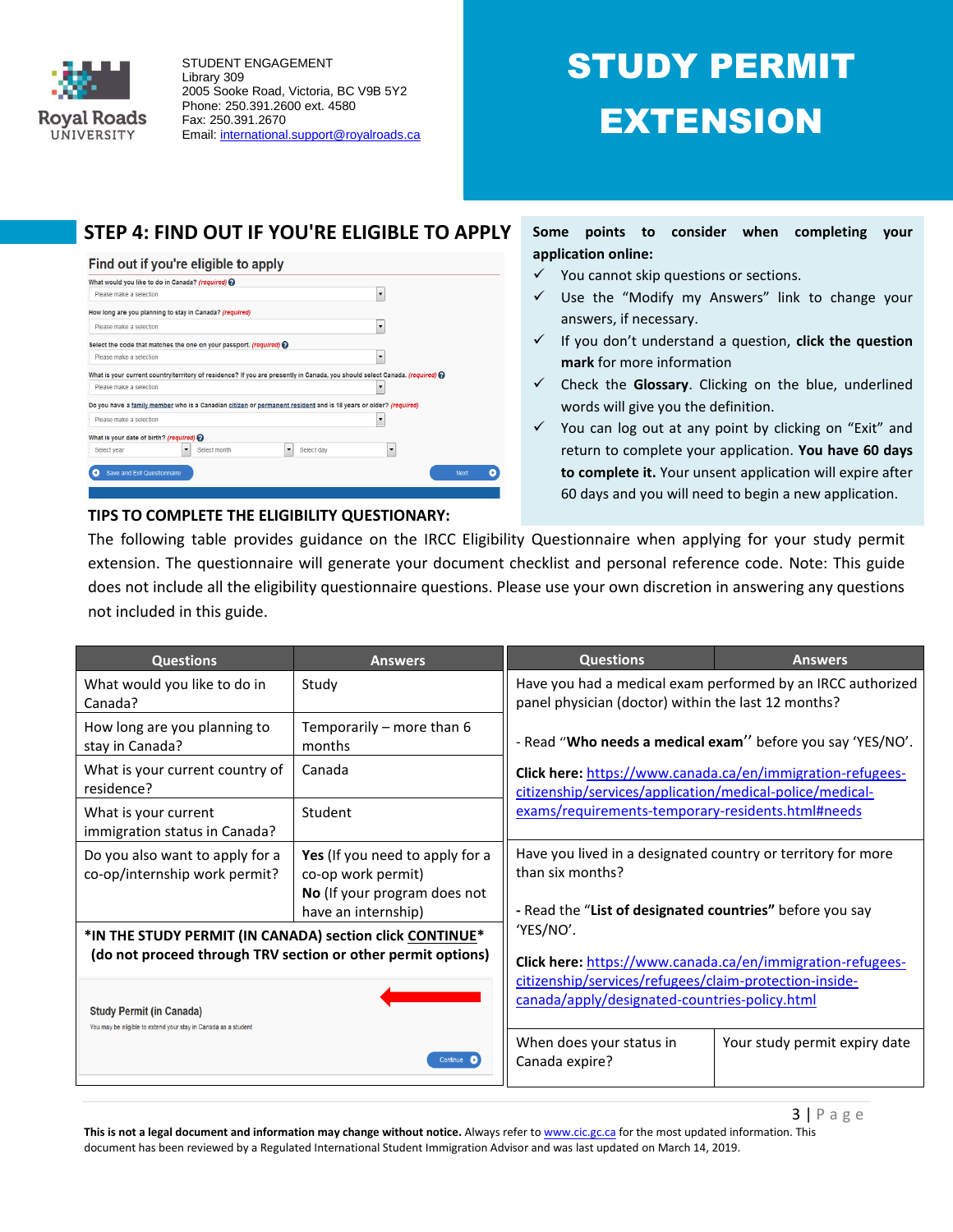STUDENT ENGAGEMENT
Library 309
2005 Sooke Road, Victoria, BC V9B 5Y2
Phone: 250.391.2600 ext. 4580
Fax: 250.391.2670
Email: international.support@royalroads.ca

# STUDY PERMIT EXTENSION

## STEP 4: FIND OUT IF YOU'RE ELIGIBLE TO APPLY

Find out if you're eligible to apply

What would you like to do in Canada? (required)

How long are you planning to stay in Canada? (required)

Select the code that matches the one on your passport. (required)

What is your current country/territory of residence? If you are presently in Canada, you should select Canada. (required)

Do you have a family member who is a Canadian citizen or permanent resident and is 18 years or older? (required)

What is your date of birth? (required)

**Some points to consider when completing your application online:**

- ✓ You cannot skip questions or sections.
- ✓ Use the "Modify my Answers" link to change your answers, if necessary.
- ✓ If you don't understand a question, **click the question mark** for more information
- ✓ Check the **Glossary**. Clicking on the blue, underlined words will give you the definition.
- ✓ You can log out at any point by clicking on "Exit" and return to complete your application. **You have 60 days to complete it.** Your unsent application will expire after 60 days and you will need to begin a new application.

### TIPS TO COMPLETE THE ELIGIBILITY QUESTIONARY:

The following table provides guidance on the IRCC Eligibility Questionnaire when applying for your study permit extension. The questionnaire will generate your document checklist and personal reference code. Note: This guide does not include all the eligibility questionnaire questions. Please use your own discretion in answering any questions not included in this guide.

| Questions | Answers |
|---|---|
| What would you like to do in Canada? | Study |
| How long are you planning to stay in Canada? | Temporarily – more than 6 months |
| What is your current country of residence? | Canada |
| What is your current immigration status in Canada? | Student |
| Do you also want to apply for a co-op/internship work permit? | **Yes** (If you need to apply for a co-op work permit) **No** (If your program does not have an internship) |

***IN THE STUDY PERMIT (IN CANADA) section click CONTINUE*** **(do not proceed through TRV section or other permit options)**

Study Permit (in Canada)
You may be eligible to extend your stay in Canada as a student

| Questions | Answers |
|---|---|
| Have you had a medical exam performed by an IRCC authorized panel physician (doctor) within the last 12 months?<br><br>- Read "**Who needs a medical exam**" before you say 'YES/NO'.<br><br>**Click here:** https://www.canada.ca/en/immigration-refugees-citizenship/services/application/medical-police/medical-exams/requirements-temporary-residents.html#needs | |
| Have you lived in a designated country or territory for more than six months?<br><br>- Read the "**List of designated countries"** before you say 'YES/NO'.<br><br>**Click here:** https://www.canada.ca/en/immigration-refugees-citizenship/services/refugees/claim-protection-inside-canada/apply/designated-countries-policy.html | |
| When does your status in Canada expire? | Your study permit expiry date |

**This is not a legal document and information may change without notice.** Always refer to www.cic.gc.ca for the most updated information. This document has been reviewed by a Regulated International Student Immigration Advisor and was last updated on March 14, 2019.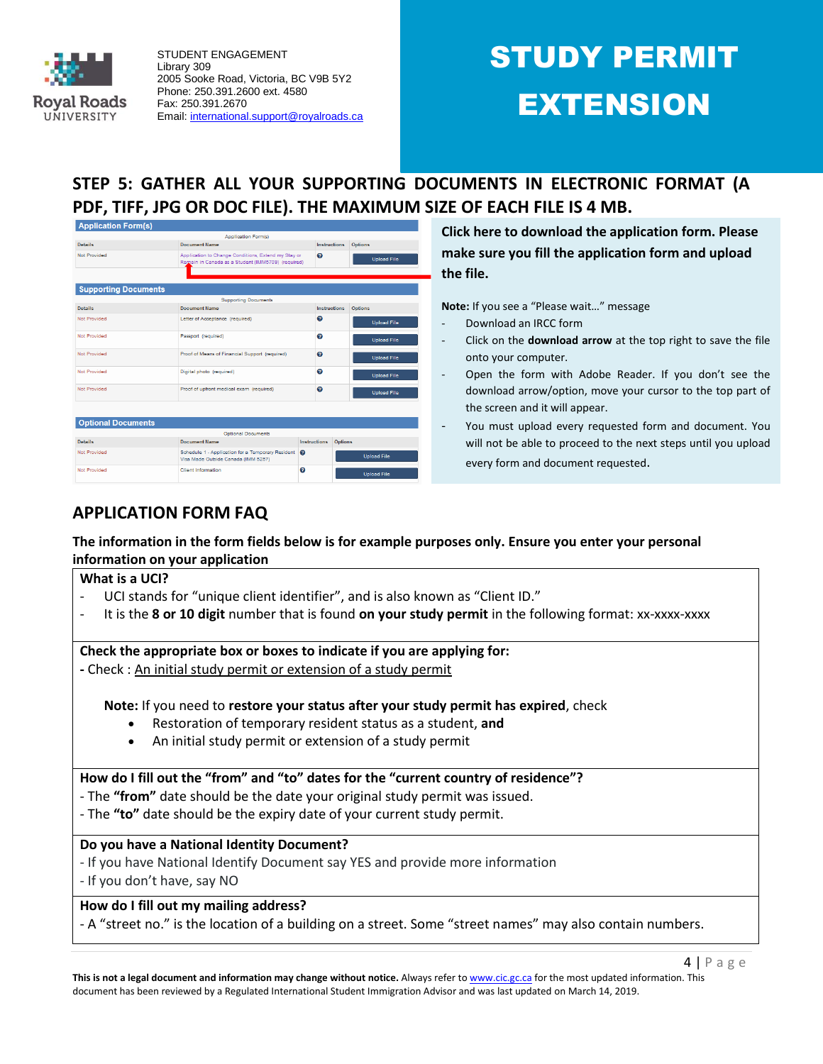STUDENT ENGAGEMENT
Library 309
2005 Sooke Road, Victoria, BC V9B 5Y2
Phone: 250.391.2600 ext. 4580
Fax: 250.391.2670
Email: international.support@royalroads.ca

# STUDY PERMIT EXTENSION

## STEP 5: GATHER ALL YOUR SUPPORTING DOCUMENTS IN ELECTRONIC FORMAT (A PDF, TIFF, JPG OR DOC FILE). THE MAXIMUM SIZE OF EACH FILE IS 4 MB.

**Application Form(s)**

| Details | Document Name | Instructions | Options |
|---|---|---|---|
| Not Provided | Application to Change Conditions, Extend my Stay or Remain in Canada as a Student (IMM5709) (required) | ? | Upload File |

**Supporting Documents**

| Details | Document Name | Instructions | Options |
|---|---|---|---|
| Not Provided | Letter of Acceptance (required) | ? | Upload File |
| Not Provided | Passport (required) | ? | Upload File |
| Not Provided | Proof of Means of Financial Support (required) | ? | Upload File |
| Not Provided | Digital photo (required) | ? | Upload File |
| Not Provided | Proof of upfront medical exam (required) | ? | Upload File |

**Optional Documents**

| Details | Document Name | Instructions | Options |
|---|---|---|---|
| Not Provided | Schedule 1 - Application for a Temporary Resident Visa Made Outside Canada (IMM 5257) | ? | Upload File |
| Not Provided | Client Information | ? | Upload File |

**Click here to download the application form. Please make sure you fill the application form and upload the file.**

**Note:** If you see a "Please wait…" message

- Download an IRCC form
- Click on the **download arrow** at the top right to save the file onto your computer.
- Open the form with Adobe Reader. If you don't see the download arrow/option, move your cursor to the top part of the screen and it will appear.
- You must upload every requested form and document. You will not be able to proceed to the next steps until you upload every form and document requested.

## APPLICATION FORM FAQ

**The information in the form fields below is for example purposes only. Ensure you enter your personal information on your application**

**What is a UCI?**

- UCI stands for "unique client identifier", and is also known as "Client ID."
- It is the **8 or 10 digit** number that is found **on your study permit** in the following format: xx-xxxx-xxxx

**Check the appropriate box or boxes to indicate if you are applying for:**

**-** Check : An initial study permit or extension of a study permit

**Note:** If you need to **restore your status after your study permit has expired**, check

- Restoration of temporary resident status as a student, **and**
- An initial study permit or extension of a study permit

**How do I fill out the "from" and "to" dates for the "current country of residence"?**

- The **"from"** date should be the date your original study permit was issued.
- The **"to"** date should be the expiry date of your current study permit.

**Do you have a National Identity Document?**

- If you have National Identify Document say YES and provide more information
- If you don't have, say NO

**How do I fill out my mailing address?**

- A "street no." is the location of a building on a street. Some "street names" may also contain numbers.

**This is not a legal document and information may change without notice.** Always refer to www.cic.gc.ca for the most updated information. This document has been reviewed by a Regulated International Student Immigration Advisor and was last updated on March 14, 2019.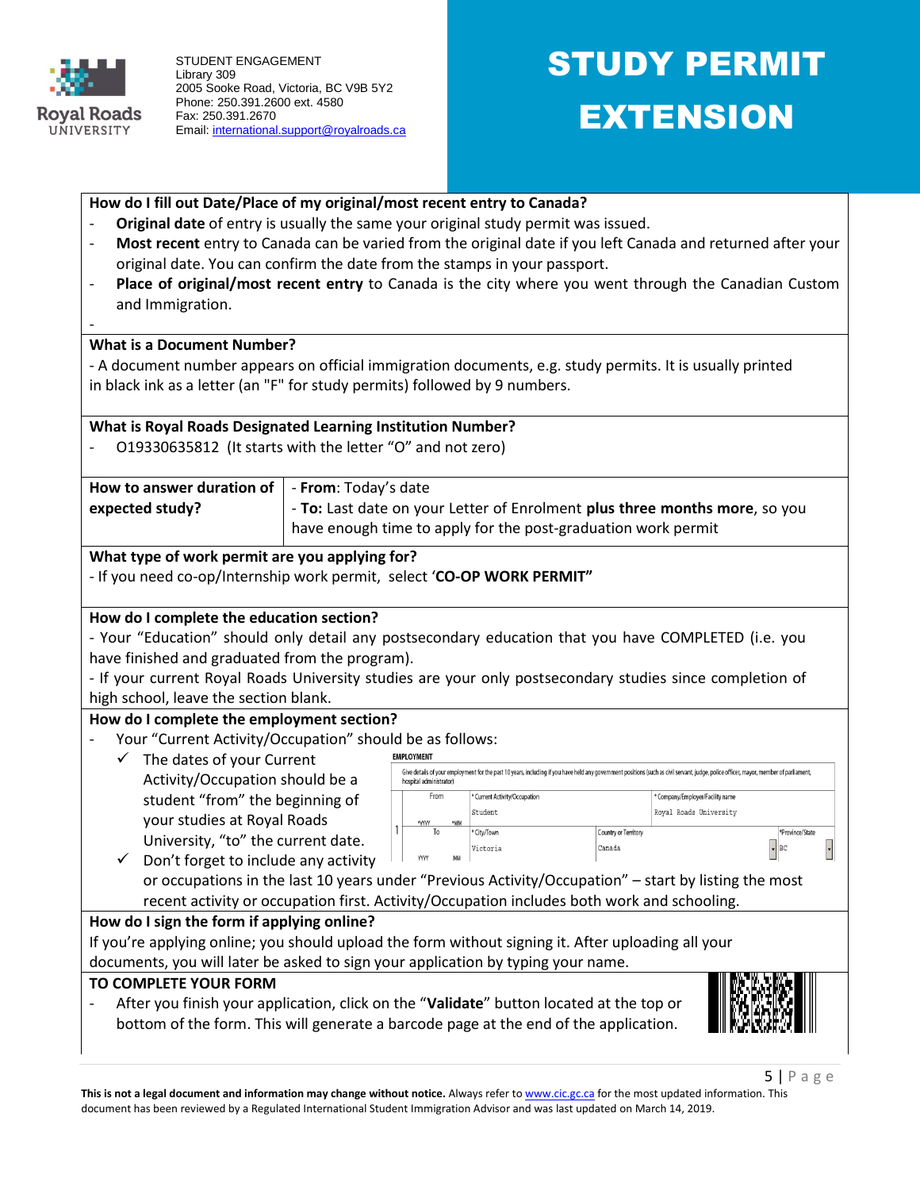STUDENT ENGAGEMENT
Library 309
2005 Sooke Road, Victoria, BC V9B 5Y2
Phone: 250.391.2600 ext. 4580
Fax: 250.391.2670
Email: international.support@royalroads.ca

# STUDY PERMIT EXTENSION

**How do I fill out Date/Place of my original/most recent entry to Canada?**

- **Original date** of entry is usually the same your original study permit was issued.
- **Most recent** entry to Canada can be varied from the original date if you left Canada and returned after your original date. You can confirm the date from the stamps in your passport.
- **Place of original/most recent entry** to Canada is the city where you went through the Canadian Custom and Immigration.
-

**What is a Document Number?**

- A document number appears on official immigration documents, e.g. study permits. It is usually printed in black ink as a letter (an "F" for study permits) followed by 9 numbers.

**What is Royal Roads Designated Learning Institution Number?**

- O19330635812 (It starts with the letter "O" and not zero)

| **How to answer duration of expected study?** | - **From**: Today's date<br>- **To:** Last date on your Letter of Enrolment **plus three months more**, so you have enough time to apply for the post-graduation work permit |
|---|---|

**What type of work permit are you applying for?**

- If you need co-op/Internship work permit, select '**CO-OP WORK PERMIT"**

**How do I complete the education section?**

- Your "Education" should only detail any postsecondary education that you have COMPLETED (i.e. you have finished and graduated from the program).
- If your current Royal Roads University studies are your only postsecondary studies since completion of high school, leave the section blank.

**How do I complete the employment section?**

- Your "Current Activity/Occupation" should be as follows:
  - ✓ The dates of your Current Activity/Occupation should be a student "from" the beginning of your studies at Royal Roads University, "to" the current date.
  - ✓ Don't forget to include any activity or occupations in the last 10 years under "Previous Activity/Occupation" – start by listing the most recent activity or occupation first. Activity/Occupation includes both work and schooling.

**EMPLOYMENT**

Give details of your employment for the past 10 years, including if you have held any government positions (such as civil servant, judge, police officer, mayor, member of parliament, hospital administrator)

| | From | *Current Activity/Occupation | | *Company/Employer/Facility name |
|---|---|---|---|---|
| 1 | *YYYY *MM | Student | | Royal Roads University |
| | To | *City/Town | Country or Territory | *Province/State |
| | YYYY MM | Victoria | Canada | BC |

**How do I sign the form if applying online?**

If you're applying online; you should upload the form without signing it. After uploading all your documents, you will later be asked to sign your application by typing your name.

**TO COMPLETE YOUR FORM**

- After you finish your application, click on the "**Validate**" button located at the top or bottom of the form. This will generate a barcode page at the end of the application.

**This is not a legal document and information may change without notice.** Always refer to www.cic.gc.ca for the most updated information. This document has been reviewed by a Regulated International Student Immigration Advisor and was last updated on March 14, 2019.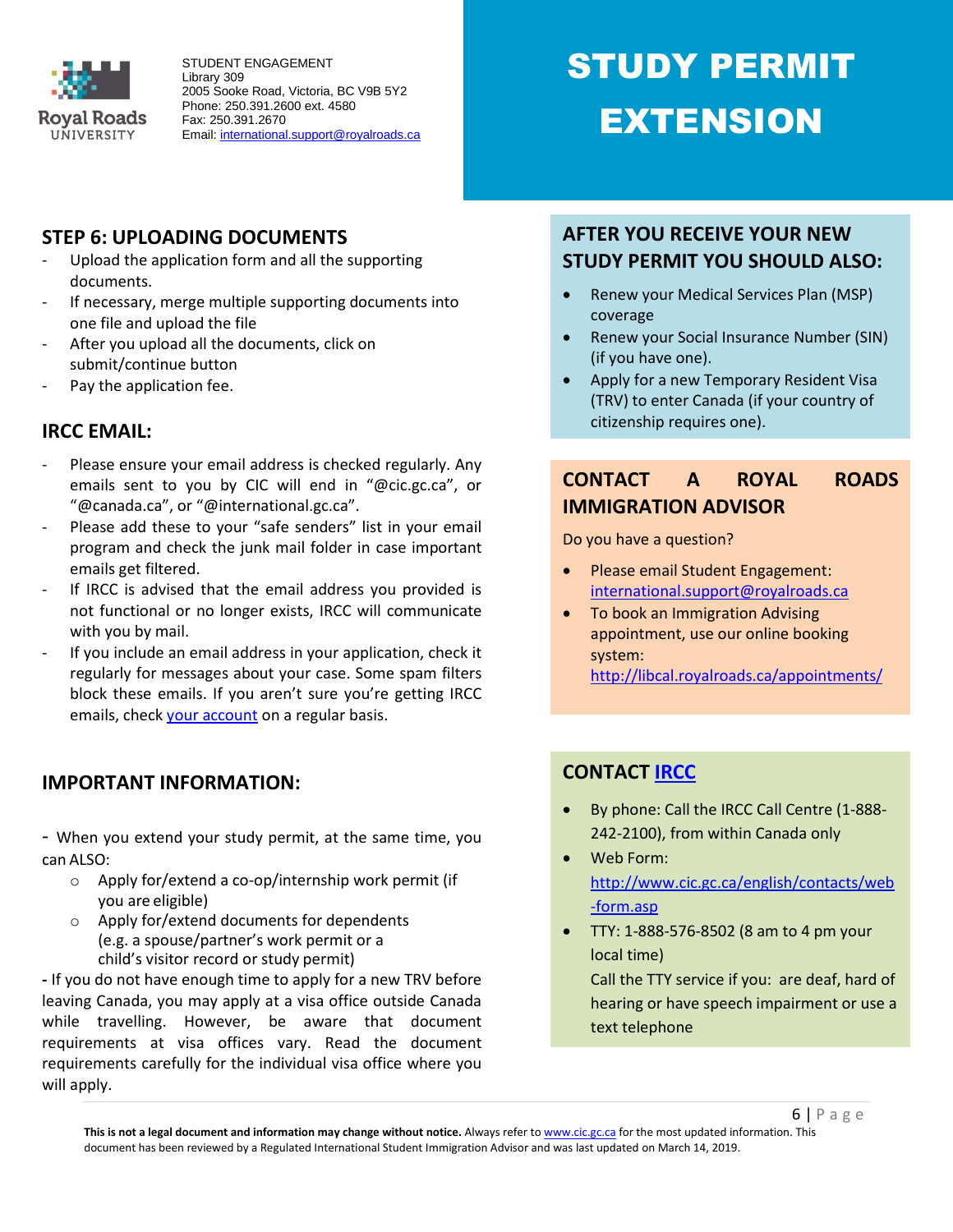STUDENT ENGAGEMENT
Library 309
2005 Sooke Road, Victoria, BC V9B 5Y2
Phone: 250.391.2600 ext. 4580
Fax: 250.391.2670
Email: international.support@royalroads.ca

# STUDY PERMIT EXTENSION

## STEP 6: UPLOADING DOCUMENTS

- Upload the application form and all the supporting documents.
- If necessary, merge multiple supporting documents into one file and upload the file
- After you upload all the documents, click on submit/continue button
- Pay the application fee.

## IRCC EMAIL:

- Please ensure your email address is checked regularly. Any emails sent to you by CIC will end in "@cic.gc.ca", or "@canada.ca", or "@international.gc.ca".
- Please add these to your "safe senders" list in your email program and check the junk mail folder in case important emails get filtered.
- If IRCC is advised that the email address you provided is not functional or no longer exists, IRCC will communicate with you by mail.
- If you include an email address in your application, check it regularly for messages about your case. Some spam filters block these emails. If you aren't sure you're getting IRCC emails, check your account on a regular basis.

## IMPORTANT INFORMATION:

- When you extend your study permit, at the same time, you can ALSO:
  - Apply for/extend a co-op/internship work permit (if you are eligible)
  - Apply for/extend documents for dependents (e.g. a spouse/partner's work permit or a child's visitor record or study permit)

**-** If you do not have enough time to apply for a new TRV before leaving Canada, you may apply at a visa office outside Canada while travelling. However, be aware that document requirements at visa offices vary. Read the document requirements carefully for the individual visa office where you will apply.

## AFTER YOU RECEIVE YOUR NEW STUDY PERMIT YOU SHOULD ALSO:

- Renew your Medical Services Plan (MSP) coverage
- Renew your Social Insurance Number (SIN) (if you have one).
- Apply for a new Temporary Resident Visa (TRV) to enter Canada (if your country of citizenship requires one).

## CONTACT A ROYAL ROADS IMMIGRATION ADVISOR

Do you have a question?

- Please email Student Engagement: international.support@royalroads.ca
- To book an Immigration Advising appointment, use our online booking system: http://libcal.royalroads.ca/appointments/

## CONTACT IRCC

- By phone: Call the IRCC Call Centre (1-888-242-2100), from within Canada only
- Web Form: http://www.cic.gc.ca/english/contacts/web-form.asp
- TTY: 1-888-576-8502 (8 am to 4 pm your local time)
  Call the TTY service if you: are deaf, hard of hearing or have speech impairment or use a text telephone

**This is not a legal document and information may change without notice.** Always refer to www.cic.gc.ca for the most updated information. This document has been reviewed by a Regulated International Student Immigration Advisor and was last updated on March 14, 2019.